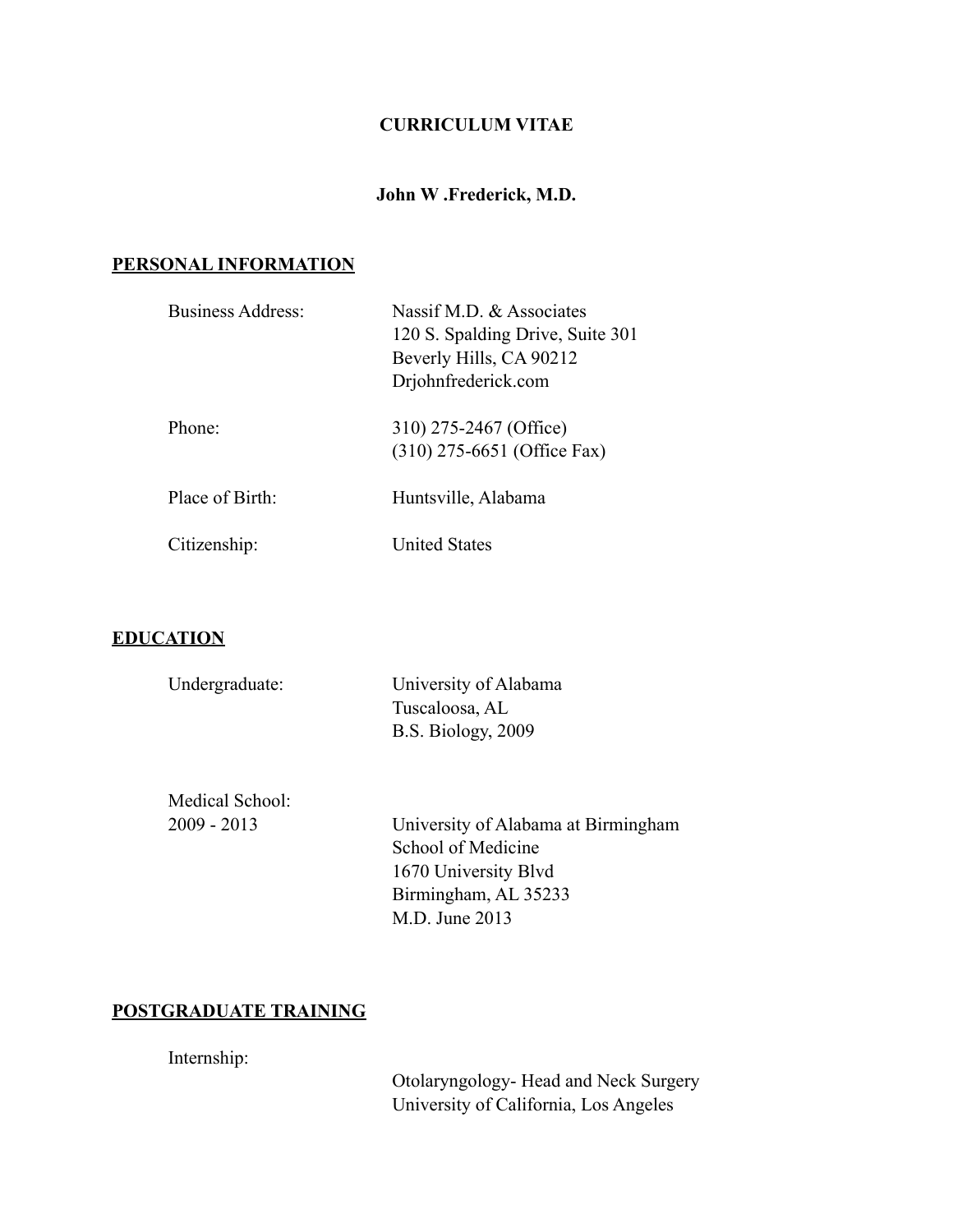**CURRICULUM VITAE**

**John W .Frederick, M.D.**

## PERSONAL INFORMATION

Business Address: Nassif M.D. & Associates
120 S. Spalding Drive, Suite 301
Beverly Hills, CA 90212
Drjohnfrederick.com

Phone: 310) 275-2467 (Office)
(310) 275-6651 (Office Fax)

Place of Birth: Huntsville, Alabama

Citizenship: United States

## EDUCATION

Undergraduate: University of Alabama
Tuscaloosa, AL
B.S. Biology, 2009

Medical School:
2009 - 2013 University of Alabama at Birmingham
School of Medicine
1670 University Blvd
Birmingham, AL 35233
M.D. June 2013

## POSTGRADUATE TRAINING

Internship:
Otolaryngology- Head and Neck Surgery
University of California, Los Angeles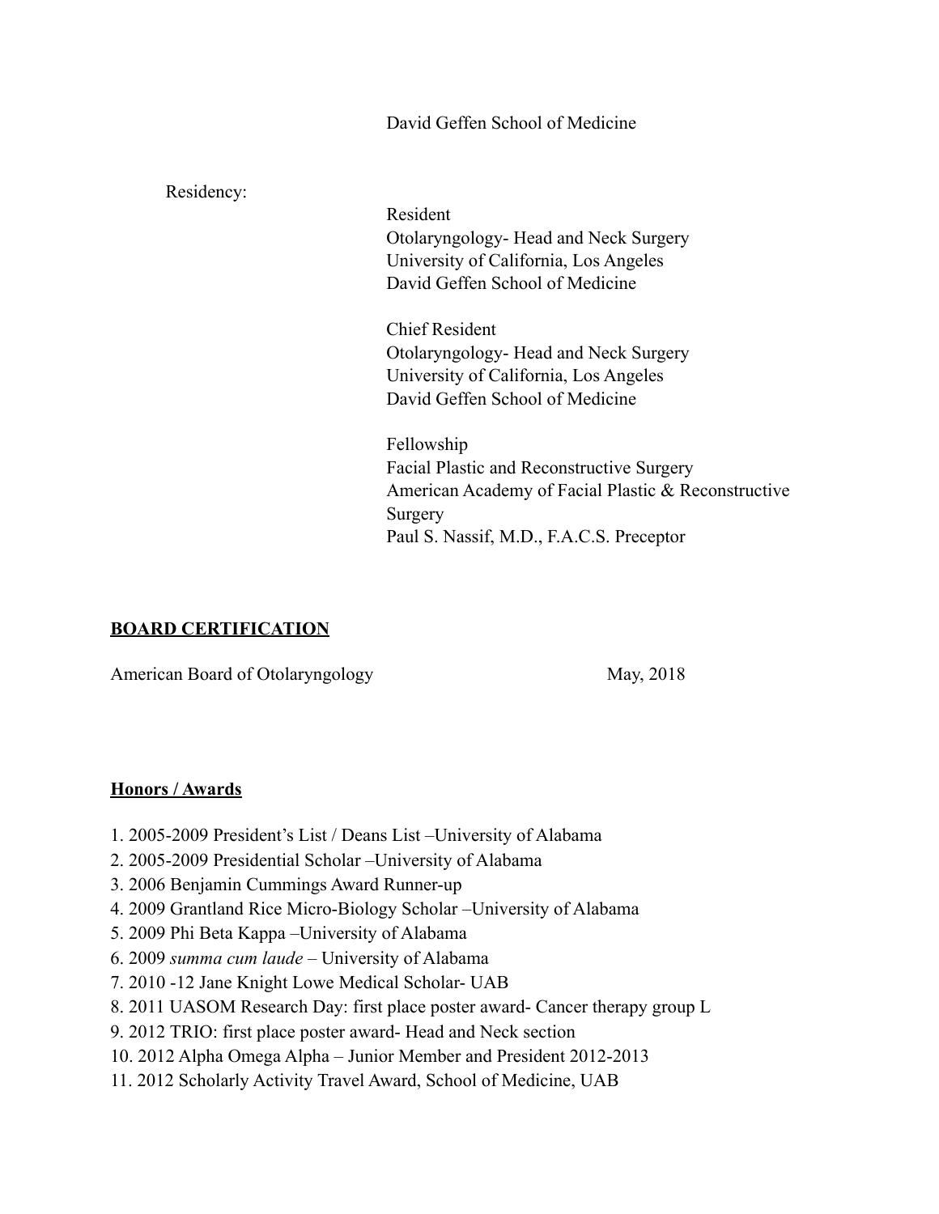David Geffen School of Medicine

Residency:

Resident
Otolaryngology- Head and Neck Surgery
University of California, Los Angeles
David Geffen School of Medicine

Chief Resident
Otolaryngology- Head and Neck Surgery
University of California, Los Angeles
David Geffen School of Medicine

Fellowship
Facial Plastic and Reconstructive Surgery
American Academy of Facial Plastic & Reconstructive Surgery
Paul S. Nassif, M.D., F.A.C.S. Preceptor

## **BOARD CERTIFICATION**

American Board of Otolaryngology — May, 2018

## **Honors / Awards**

1. 2005-2009 President's List / Deans List –University of Alabama
2. 2005-2009 Presidential Scholar –University of Alabama
3. 2006 Benjamin Cummings Award Runner-up
4. 2009 Grantland Rice Micro-Biology Scholar –University of Alabama
5. 2009 Phi Beta Kappa –University of Alabama
6. 2009 *summa cum laude* – University of Alabama
7. 2010 -12 Jane Knight Lowe Medical Scholar- UAB
8. 2011 UASOM Research Day: first place poster award- Cancer therapy group L
9. 2012 TRIO: first place poster award- Head and Neck section
10. 2012 Alpha Omega Alpha – Junior Member and President 2012-2013
11. 2012 Scholarly Activity Travel Award, School of Medicine, UAB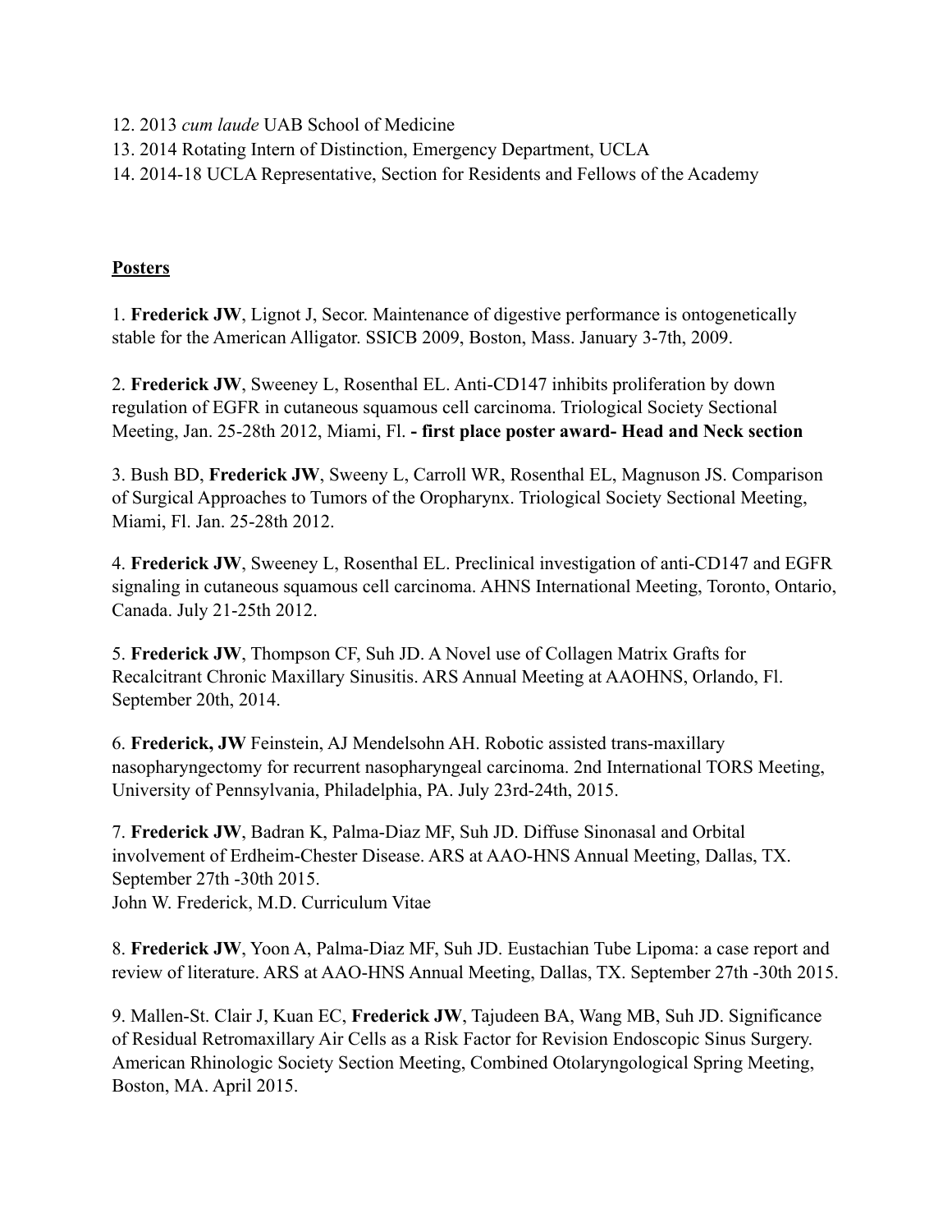12. 2013 *cum laude* UAB School of Medicine
13. 2014 Rotating Intern of Distinction, Emergency Department, UCLA
14. 2014-18 UCLA Representative, Section for Residents and Fellows of the Academy

## **Posters**

1. **Frederick JW**, Lignot J, Secor. Maintenance of digestive performance is ontogenetically stable for the American Alligator. SSICB 2009, Boston, Mass. January 3-7th, 2009.

2. **Frederick JW**, Sweeney L, Rosenthal EL. Anti-CD147 inhibits proliferation by down regulation of EGFR in cutaneous squamous cell carcinoma. Triological Society Sectional Meeting, Jan. 25-28th 2012, Miami, Fl. **- first place poster award- Head and Neck section**

3. Bush BD, **Frederick JW**, Sweeny L, Carroll WR, Rosenthal EL, Magnuson JS. Comparison of Surgical Approaches to Tumors of the Oropharynx. Triological Society Sectional Meeting, Miami, Fl. Jan. 25-28th 2012.

4. **Frederick JW**, Sweeney L, Rosenthal EL. Preclinical investigation of anti-CD147 and EGFR signaling in cutaneous squamous cell carcinoma. AHNS International Meeting, Toronto, Ontario, Canada. July 21-25th 2012.

5. **Frederick JW**, Thompson CF, Suh JD. A Novel use of Collagen Matrix Grafts for Recalcitrant Chronic Maxillary Sinusitis. ARS Annual Meeting at AAOHNS, Orlando, Fl. September 20th, 2014.

6. **Frederick, JW** Feinstein, AJ Mendelsohn AH. Robotic assisted trans-maxillary nasopharyngectomy for recurrent nasopharyngeal carcinoma. 2nd International TORS Meeting, University of Pennsylvania, Philadelphia, PA. July 23rd-24th, 2015.

7. **Frederick JW**, Badran K, Palma-Diaz MF, Suh JD. Diffuse Sinonasal and Orbital involvement of Erdheim-Chester Disease. ARS at AAO-HNS Annual Meeting, Dallas, TX. September 27th -30th 2015.

8. **Frederick JW**, Yoon A, Palma-Diaz MF, Suh JD. Eustachian Tube Lipoma: a case report and review of literature. ARS at AAO-HNS Annual Meeting, Dallas, TX. September 27th -30th 2015.

9. Mallen-St. Clair J, Kuan EC, **Frederick JW**, Tajudeen BA, Wang MB, Suh JD. Significance of Residual Retromaxillary Air Cells as a Risk Factor for Revision Endoscopic Sinus Surgery. American Rhinologic Society Section Meeting, Combined Otolaryngological Spring Meeting, Boston, MA. April 2015.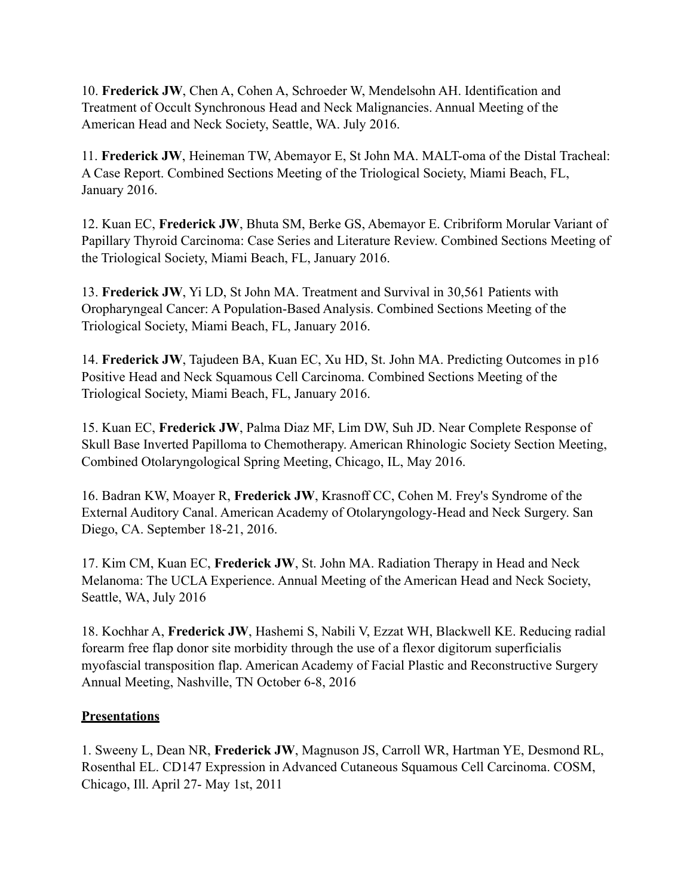10. **Frederick JW**, Chen A, Cohen A, Schroeder W, Mendelsohn AH. Identification and Treatment of Occult Synchronous Head and Neck Malignancies. Annual Meeting of the American Head and Neck Society, Seattle, WA. July 2016.

11. **Frederick JW**, Heineman TW, Abemayor E, St John MA. MALT-oma of the Distal Tracheal: A Case Report. Combined Sections Meeting of the Triological Society, Miami Beach, FL, January 2016.

12. Kuan EC, **Frederick JW**, Bhuta SM, Berke GS, Abemayor E. Cribriform Morular Variant of Papillary Thyroid Carcinoma: Case Series and Literature Review. Combined Sections Meeting of the Triological Society, Miami Beach, FL, January 2016.

13. **Frederick JW**, Yi LD, St John MA. Treatment and Survival in 30,561 Patients with Oropharyngeal Cancer: A Population-Based Analysis. Combined Sections Meeting of the Triological Society, Miami Beach, FL, January 2016.

14. **Frederick JW**, Tajudeen BA, Kuan EC, Xu HD, St. John MA. Predicting Outcomes in p16 Positive Head and Neck Squamous Cell Carcinoma. Combined Sections Meeting of the Triological Society, Miami Beach, FL, January 2016.

15. Kuan EC, **Frederick JW**, Palma Diaz MF, Lim DW, Suh JD. Near Complete Response of Skull Base Inverted Papilloma to Chemotherapy. American Rhinologic Society Section Meeting, Combined Otolaryngological Spring Meeting, Chicago, IL, May 2016.

16. Badran KW, Moayer R, **Frederick JW**, Krasnoff CC, Cohen M. Frey's Syndrome of the External Auditory Canal. American Academy of Otolaryngology-Head and Neck Surgery. San Diego, CA. September 18-21, 2016.

17. Kim CM, Kuan EC, **Frederick JW**, St. John MA. Radiation Therapy in Head and Neck Melanoma: The UCLA Experience. Annual Meeting of the American Head and Neck Society, Seattle, WA, July 2016

18. Kochhar A, **Frederick JW**, Hashemi S, Nabili V, Ezzat WH, Blackwell KE. Reducing radial forearm free flap donor site morbidity through the use of a flexor digitorum superficialis myofascial transposition flap. American Academy of Facial Plastic and Reconstructive Surgery Annual Meeting, Nashville, TN October 6-8, 2016

## Presentations

1. Sweeny L, Dean NR, **Frederick JW**, Magnuson JS, Carroll WR, Hartman YE, Desmond RL, Rosenthal EL. CD147 Expression in Advanced Cutaneous Squamous Cell Carcinoma. COSM, Chicago, Ill. April 27- May 1st, 2011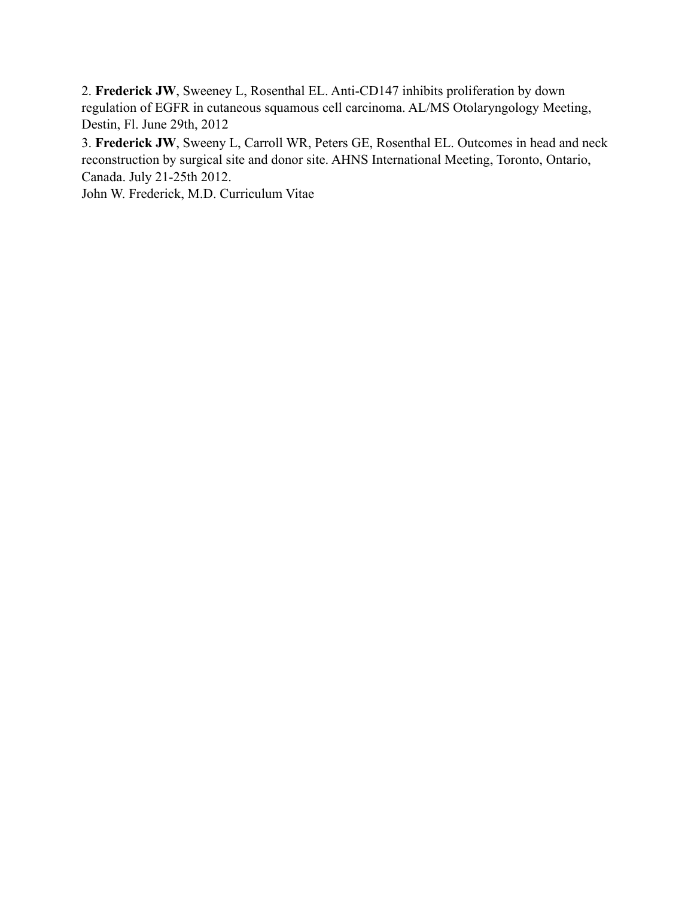2. **Frederick JW**, Sweeney L, Rosenthal EL. Anti-CD147 inhibits proliferation by down regulation of EGFR in cutaneous squamous cell carcinoma. AL/MS Otolaryngology Meeting, Destin, Fl. June 29th, 2012

3. **Frederick JW**, Sweeny L, Carroll WR, Peters GE, Rosenthal EL. Outcomes in head and neck reconstruction by surgical site and donor site. AHNS International Meeting, Toronto, Ontario, Canada. July 21-25th 2012.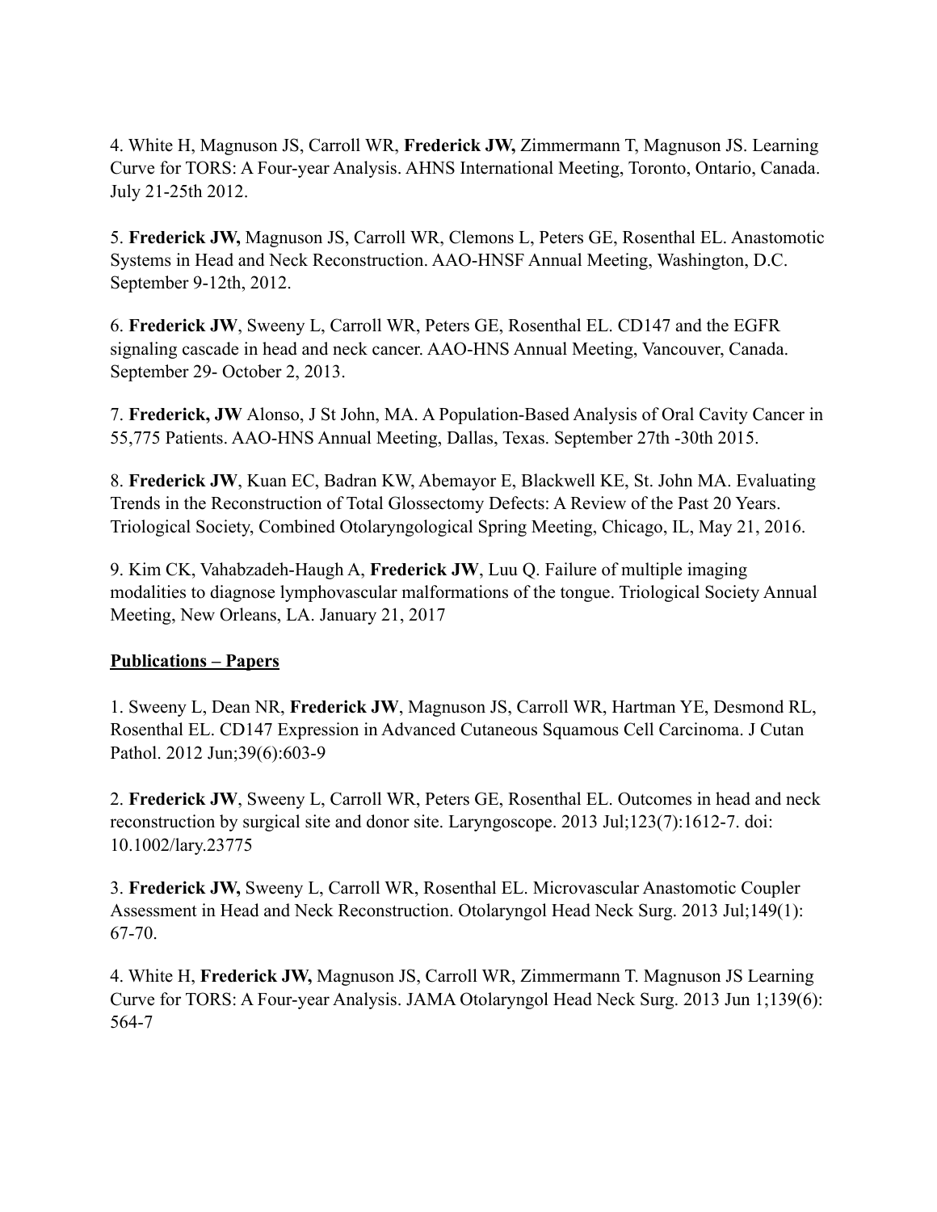4. White H, Magnuson JS, Carroll WR, **Frederick JW,** Zimmermann T, Magnuson JS. Learning Curve for TORS: A Four-year Analysis. AHNS International Meeting, Toronto, Ontario, Canada. July 21-25th 2012.

5. **Frederick JW,** Magnuson JS, Carroll WR, Clemons L, Peters GE, Rosenthal EL. Anastomotic Systems in Head and Neck Reconstruction. AAO-HNSF Annual Meeting, Washington, D.C. September 9-12th, 2012.

6. **Frederick JW**, Sweeny L, Carroll WR, Peters GE, Rosenthal EL. CD147 and the EGFR signaling cascade in head and neck cancer. AAO-HNS Annual Meeting, Vancouver, Canada. September 29- October 2, 2013.

7. **Frederick, JW** Alonso, J St John, MA. A Population-Based Analysis of Oral Cavity Cancer in 55,775 Patients. AAO-HNS Annual Meeting, Dallas, Texas. September 27th -30th 2015.

8. **Frederick JW**, Kuan EC, Badran KW, Abemayor E, Blackwell KE, St. John MA. Evaluating Trends in the Reconstruction of Total Glossectomy Defects: A Review of the Past 20 Years. Triological Society, Combined Otolaryngological Spring Meeting, Chicago, IL, May 21, 2016.

9. Kim CK, Vahabzadeh-Haugh A, **Frederick JW**, Luu Q. Failure of multiple imaging modalities to diagnose lymphovascular malformations of the tongue. Triological Society Annual Meeting, New Orleans, LA. January 21, 2017

## Publications – Papers

1. Sweeny L, Dean NR, **Frederick JW**, Magnuson JS, Carroll WR, Hartman YE, Desmond RL, Rosenthal EL. CD147 Expression in Advanced Cutaneous Squamous Cell Carcinoma. J Cutan Pathol. 2012 Jun;39(6):603-9

2. **Frederick JW**, Sweeny L, Carroll WR, Peters GE, Rosenthal EL. Outcomes in head and neck reconstruction by surgical site and donor site. Laryngoscope. 2013 Jul;123(7):1612-7. doi: 10.1002/lary.23775

3. **Frederick JW,** Sweeny L, Carroll WR, Rosenthal EL. Microvascular Anastomotic Coupler Assessment in Head and Neck Reconstruction. Otolaryngol Head Neck Surg. 2013 Jul;149(1): 67-70.

4. White H, **Frederick JW,** Magnuson JS, Carroll WR, Zimmermann T. Magnuson JS Learning Curve for TORS: A Four-year Analysis. JAMA Otolaryngol Head Neck Surg. 2013 Jun 1;139(6): 564-7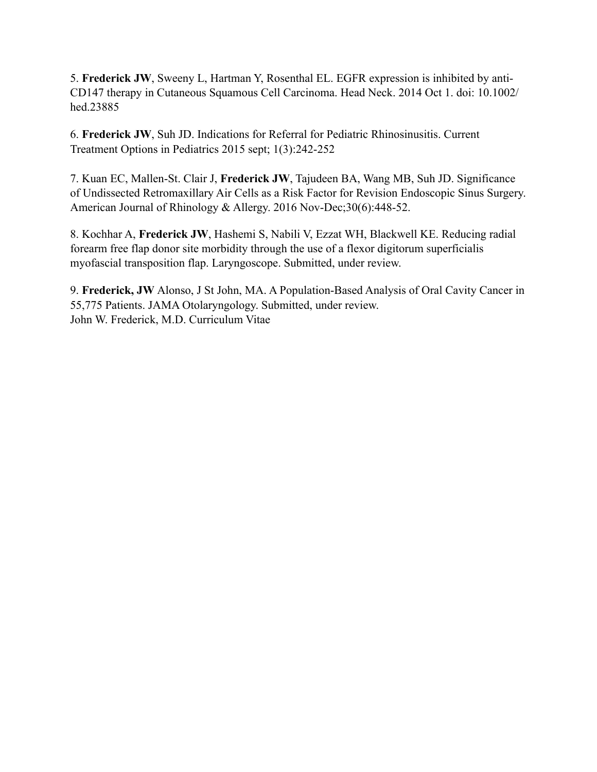5. **Frederick JW**, Sweeny L, Hartman Y, Rosenthal EL. EGFR expression is inhibited by anti-CD147 therapy in Cutaneous Squamous Cell Carcinoma. Head Neck. 2014 Oct 1. doi: 10.1002/hed.23885

6. **Frederick JW**, Suh JD. Indications for Referral for Pediatric Rhinosinusitis. Current Treatment Options in Pediatrics 2015 sept; 1(3):242-252

7. Kuan EC, Mallen-St. Clair J, **Frederick JW**, Tajudeen BA, Wang MB, Suh JD. Significance of Undissected Retromaxillary Air Cells as a Risk Factor for Revision Endoscopic Sinus Surgery. American Journal of Rhinology & Allergy. 2016 Nov-Dec;30(6):448-52.

8. Kochhar A, **Frederick JW**, Hashemi S, Nabili V, Ezzat WH, Blackwell KE. Reducing radial forearm free flap donor site morbidity through the use of a flexor digitorum superficialis myofascial transposition flap. Laryngoscope. Submitted, under review.

9. **Frederick, JW** Alonso, J St John, MA. A Population-Based Analysis of Oral Cavity Cancer in 55,775 Patients. JAMA Otolaryngology. Submitted, under review.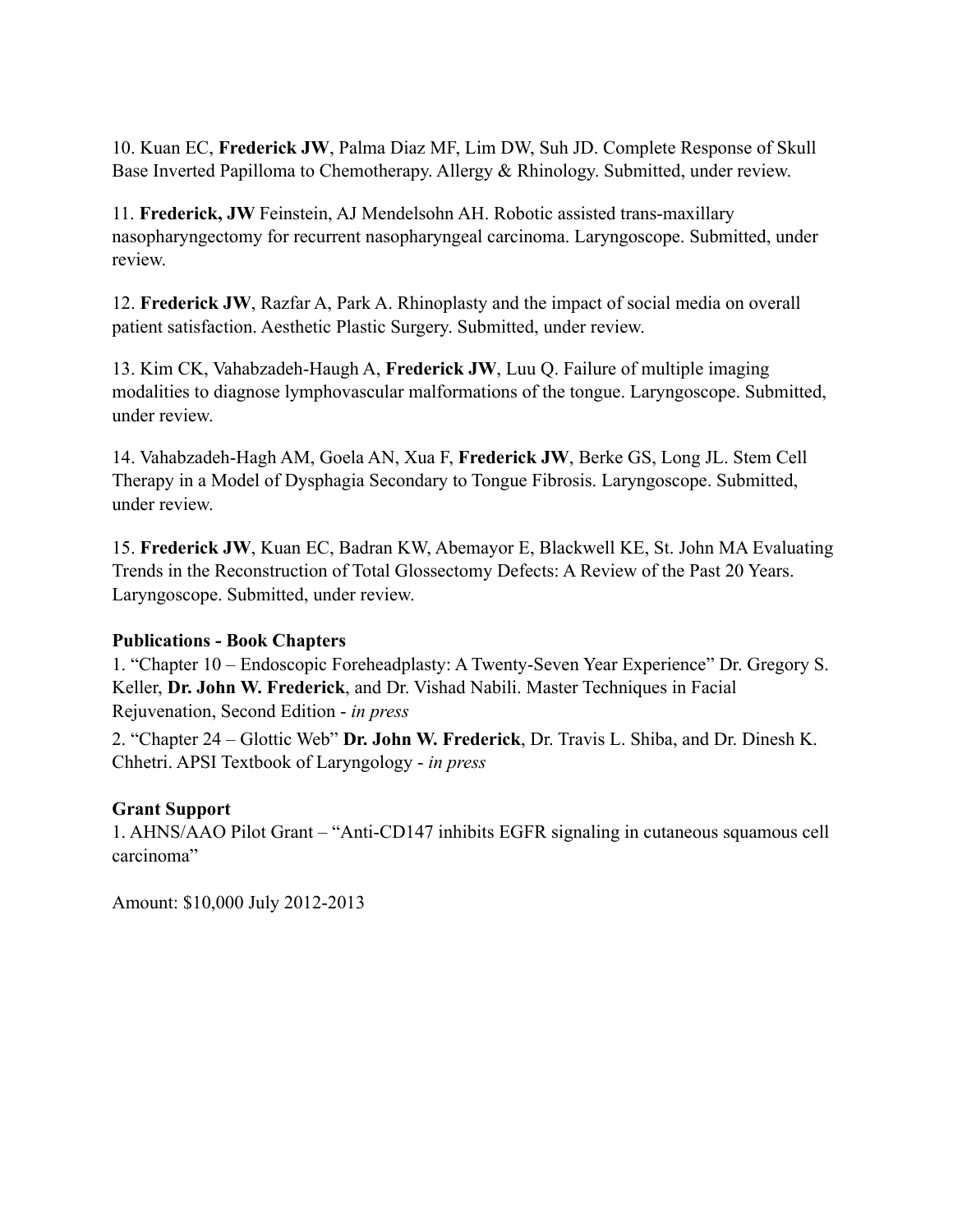10. Kuan EC, **Frederick JW**, Palma Diaz MF, Lim DW, Suh JD. Complete Response of Skull Base Inverted Papilloma to Chemotherapy. Allergy & Rhinology. Submitted, under review.

11. **Frederick, JW** Feinstein, AJ Mendelsohn AH. Robotic assisted trans-maxillary nasopharyngectomy for recurrent nasopharyngeal carcinoma. Laryngoscope. Submitted, under review.

12. **Frederick JW**, Razfar A, Park A. Rhinoplasty and the impact of social media on overall patient satisfaction. Aesthetic Plastic Surgery. Submitted, under review.

13. Kim CK, Vahabzadeh-Haugh A, **Frederick JW**, Luu Q. Failure of multiple imaging modalities to diagnose lymphovascular malformations of the tongue. Laryngoscope. Submitted, under review.

14. Vahabzadeh-Hagh AM, Goela AN, Xua F, **Frederick JW**, Berke GS, Long JL. Stem Cell Therapy in a Model of Dysphagia Secondary to Tongue Fibrosis. Laryngoscope. Submitted, under review.

15. **Frederick JW**, Kuan EC, Badran KW, Abemayor E, Blackwell KE, St. John MA Evaluating Trends in the Reconstruction of Total Glossectomy Defects: A Review of the Past 20 Years. Laryngoscope. Submitted, under review.

**Publications - Book Chapters**

1. "Chapter 10 – Endoscopic Foreheadplasty: A Twenty-Seven Year Experience" Dr. Gregory S. Keller, **Dr. John W. Frederick**, and Dr. Vishad Nabili. Master Techniques in Facial Rejuvenation, Second Edition - *in press*

2. "Chapter 24 – Glottic Web" **Dr. John W. Frederick**, Dr. Travis L. Shiba, and Dr. Dinesh K. Chhetri. APSI Textbook of Laryngology - *in press*

**Grant Support**

1. AHNS/AAO Pilot Grant – "Anti-CD147 inhibits EGFR signaling in cutaneous squamous cell carcinoma"

Amount: $10,000 July 2012-2013